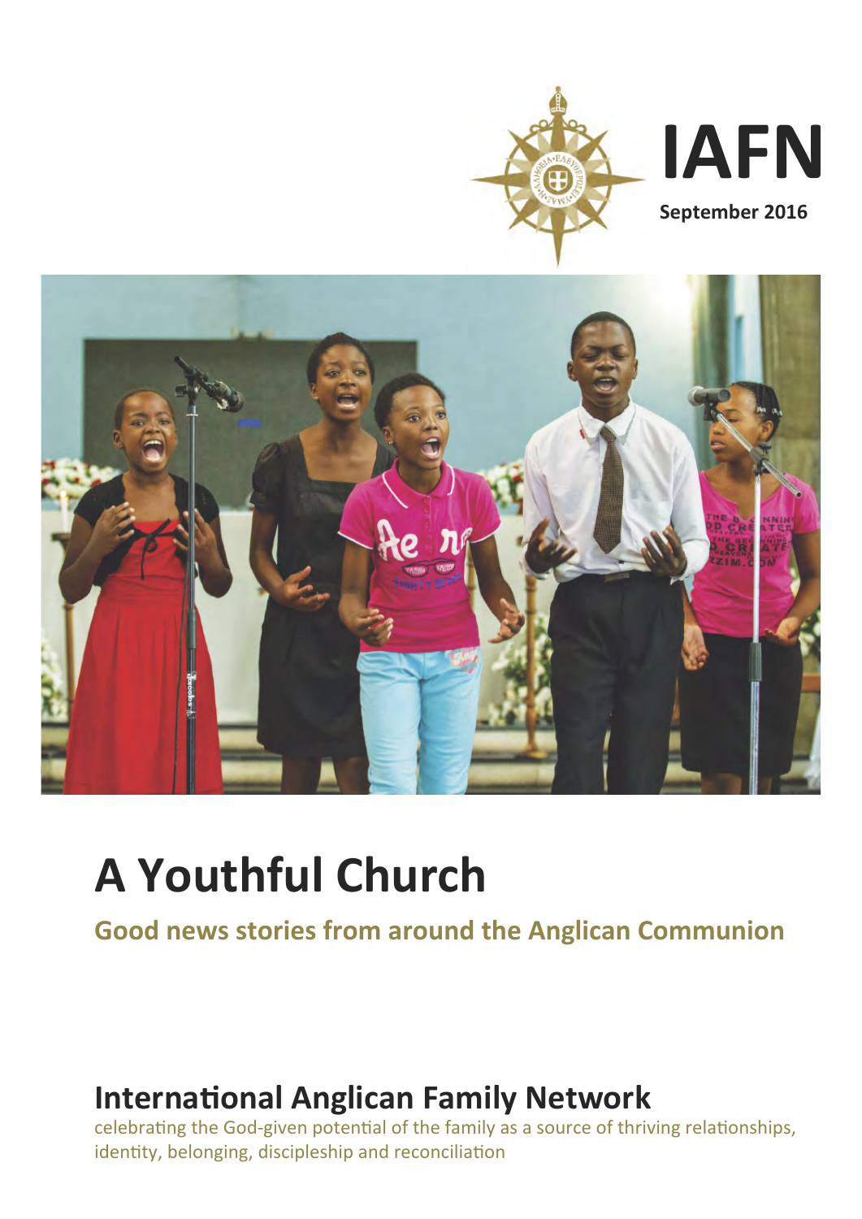# IAFN

**September 2016**

# A Youthful Church

## Good news stories from around the Anglican Communion

## International Anglican Family Network

celebrating the God-given potential of the family as a source of thriving relationships, identity, belonging, discipleship and reconciliation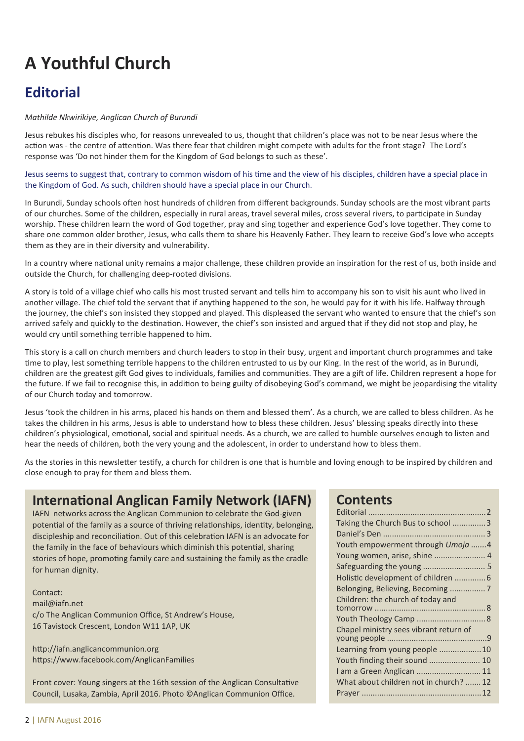# A Youthful Church

## Editorial

*Mathilde Nkwirikiye, Anglican Church of Burundi*

Jesus rebukes his disciples who, for reasons unrevealed to us, thought that children's place was not to be near Jesus where the action was - the centre of attention. Was there fear that children might compete with adults for the front stage? The Lord's response was 'Do not hinder them for the Kingdom of God belongs to such as these'.

Jesus seems to suggest that, contrary to common wisdom of his time and the view of his disciples, children have a special place in the Kingdom of God. As such, children should have a special place in our Church.

In Burundi, Sunday schools often host hundreds of children from different backgrounds. Sunday schools are the most vibrant parts of our churches. Some of the children, especially in rural areas, travel several miles, cross several rivers, to participate in Sunday worship. These children learn the word of God together, pray and sing together and experience God's love together. They come to share one common older brother, Jesus, who calls them to share his Heavenly Father. They learn to receive God's love who accepts them as they are in their diversity and vulnerability.

In a country where national unity remains a major challenge, these children provide an inspiration for the rest of us, both inside and outside the Church, for challenging deep-rooted divisions.

A story is told of a village chief who calls his most trusted servant and tells him to accompany his son to visit his aunt who lived in another village. The chief told the servant that if anything happened to the son, he would pay for it with his life. Halfway through the journey, the chief's son insisted they stopped and played. This displeased the servant who wanted to ensure that the chief's son arrived safely and quickly to the destination. However, the chief's son insisted and argued that if they did not stop and play, he would cry until something terrible happened to him.

This story is a call on church members and church leaders to stop in their busy, urgent and important church programmes and take time to play, lest something terrible happens to the children entrusted to us by our King. In the rest of the world, as in Burundi, children are the greatest gift God gives to individuals, families and communities. They are a gift of life. Children represent a hope for the future. If we fail to recognise this, in addition to being guilty of disobeying God's command, we might be jeopardising the vitality of our Church today and tomorrow.

Jesus 'took the children in his arms, placed his hands on them and blessed them'. As a church, we are called to bless children. As he takes the children in his arms, Jesus is able to understand how to bless these children. Jesus' blessing speaks directly into these children's physiological, emotional, social and spiritual needs. As a church, we are called to humble ourselves enough to listen and hear the needs of children, both the very young and the adolescent, in order to understand how to bless them.

As the stories in this newsletter testify, a church for children is one that is humble and loving enough to be inspired by children and close enough to pray for them and bless them.

## International Anglican Family Network (IAFN)

IAFN networks across the Anglican Communion to celebrate the God-given potential of the family as a source of thriving relationships, identity, belonging, discipleship and reconciliation. Out of this celebration IAFN is an advocate for the family in the face of behaviours which diminish this potential, sharing stories of hope, promoting family care and sustaining the family as the cradle for human dignity.

Contact:
mail@iafn.net
c/o The Anglican Communion Office, St Andrew's House,
16 Tavistock Crescent, London W11 1AP, UK

http://iafn.anglicancommunion.org
https://www.facebook.com/AnglicanFamilies

Front cover: Young singers at the 16th session of the Anglican Consultative Council, Lusaka, Zambia, April 2016. Photo ©Anglican Communion Office.

## Contents

- Editorial ... 2
- Taking the Church Bus to school ... 3
- Daniel's Den ... 3
- Youth empowerment through *Umoja* ... 4
- Young women, arise, shine ... 4
- Safeguarding the young ... 5
- Holistic development of children ... 6
- Belonging, Believing, Becoming ... 7
- Children: the church of today and tomorrow ... 8
- Youth Theology Camp ... 8
- Chapel ministry sees vibrant return of young people ... 9
- Learning from young people ... 10
- Youth finding their sound ... 10
- I am a Green Anglican ... 11
- What about children not in church? ... 12
- Prayer ... 12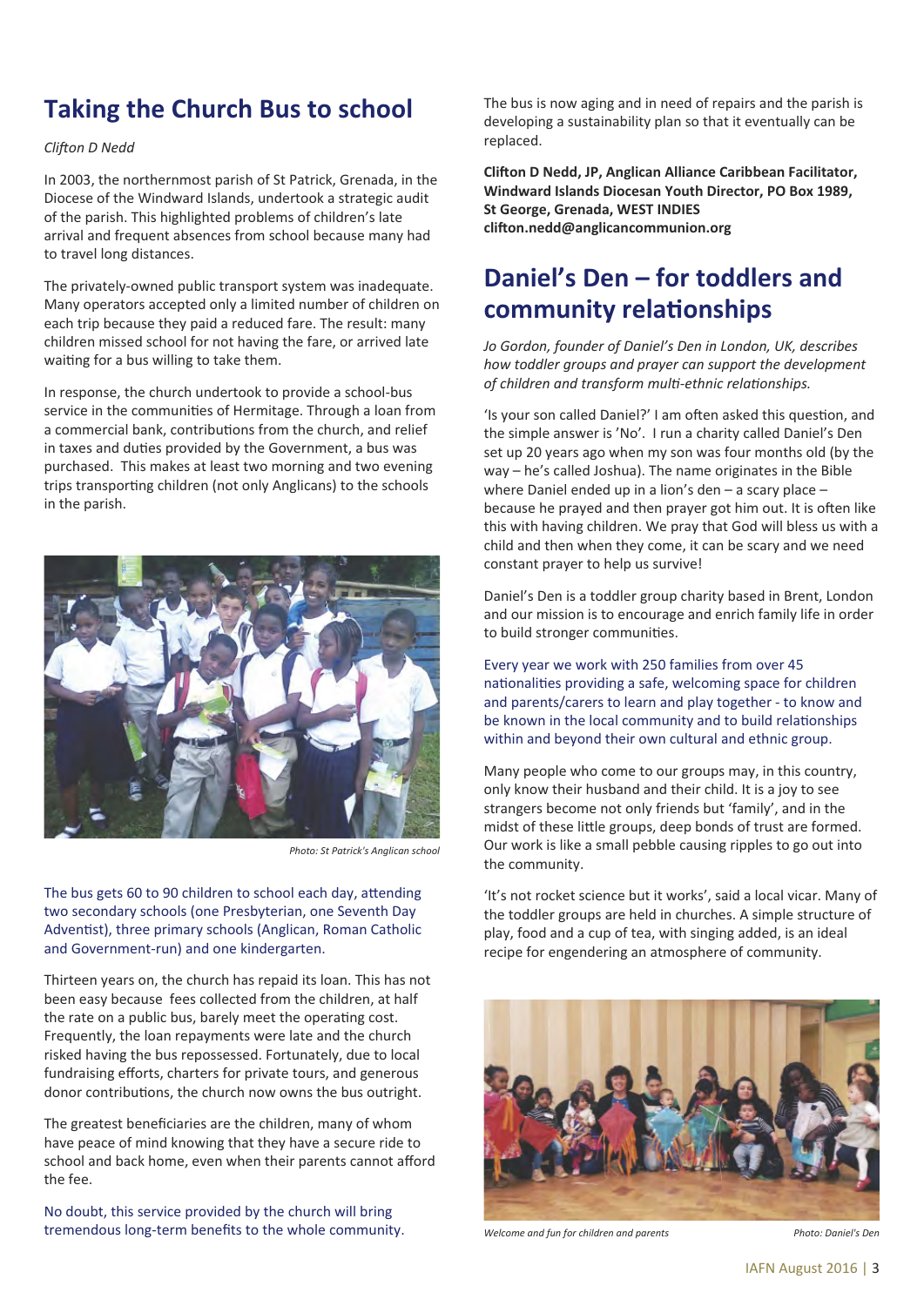## Taking the Church Bus to school

*Clifton D Nedd*

In 2003, the northernmost parish of St Patrick, Grenada, in the Diocese of the Windward Islands, undertook a strategic audit of the parish. This highlighted problems of children's late arrival and frequent absences from school because many had to travel long distances.

The privately-owned public transport system was inadequate. Many operators accepted only a limited number of children on each trip because they paid a reduced fare. The result: many children missed school for not having the fare, or arrived late waiting for a bus willing to take them.

In response, the church undertook to provide a school-bus service in the communities of Hermitage. Through a loan from a commercial bank, contributions from the church, and relief in taxes and duties provided by the Government, a bus was purchased. This makes at least two morning and two evening trips transporting children (not only Anglicans) to the schools in the parish.

*Photo: St Patrick's Anglican school*

The bus gets 60 to 90 children to school each day, attending two secondary schools (one Presbyterian, one Seventh Day Adventist), three primary schools (Anglican, Roman Catholic and Government-run) and one kindergarten.

Thirteen years on, the church has repaid its loan. This has not been easy because fees collected from the children, at half the rate on a public bus, barely meet the operating cost. Frequently, the loan repayments were late and the church risked having the bus repossessed. Fortunately, due to local fundraising efforts, charters for private tours, and generous donor contributions, the church now owns the bus outright.

The greatest beneficiaries are the children, many of whom have peace of mind knowing that they have a secure ride to school and back home, even when their parents cannot afford the fee.

No doubt, this service provided by the church will bring tremendous long-term benefits to the whole community.

The bus is now aging and in need of repairs and the parish is developing a sustainability plan so that it eventually can be replaced.

**Clifton D Nedd, JP, Anglican Alliance Caribbean Facilitator, Windward Islands Diocesan Youth Director, PO Box 1989, St George, Grenada, WEST INDIES clifton.nedd@anglicancommunion.org**

## Daniel's Den – for toddlers and community relationships

*Jo Gordon, founder of Daniel's Den in London, UK, describes how toddler groups and prayer can support the development of children and transform multi-ethnic relationships.*

'Is your son called Daniel?' I am often asked this question, and the simple answer is 'No'. I run a charity called Daniel's Den set up 20 years ago when my son was four months old (by the way – he's called Joshua). The name originates in the Bible where Daniel ended up in a lion's den – a scary place – because he prayed and then prayer got him out. It is often like this with having children. We pray that God will bless us with a child and then when they come, it can be scary and we need constant prayer to help us survive!

Daniel's Den is a toddler group charity based in Brent, London and our mission is to encourage and enrich family life in order to build stronger communities.

Every year we work with 250 families from over 45 nationalities providing a safe, welcoming space for children and parents/carers to learn and play together - to know and be known in the local community and to build relationships within and beyond their own cultural and ethnic group.

Many people who come to our groups may, in this country, only know their husband and their child. It is a joy to see strangers become not only friends but 'family', and in the midst of these little groups, deep bonds of trust are formed. Our work is like a small pebble causing ripples to go out into the community.

'It's not rocket science but it works', said a local vicar. Many of the toddler groups are held in churches. A simple structure of play, food and a cup of tea, with singing added, is an ideal recipe for engendering an atmosphere of community.

*Welcome and fun for children and parents* *Photo: Daniel's Den*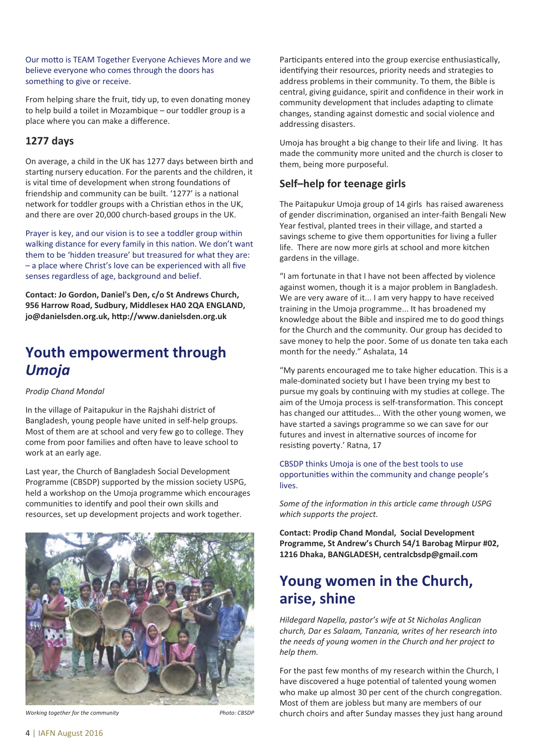Our motto is TEAM Together Everyone Achieves More and we believe everyone who comes through the doors has something to give or receive.

From helping share the fruit, tidy up, to even donating money to help build a toilet in Mozambique – our toddler group is a place where you can make a difference.

### 1277 days

On average, a child in the UK has 1277 days between birth and starting nursery education. For the parents and the children, it is vital time of development when strong foundations of friendship and community can be built. '1277' is a national network for toddler groups with a Christian ethos in the UK, and there are over 20,000 church-based groups in the UK.

Prayer is key, and our vision is to see a toddler group within walking distance for every family in this nation. We don't want them to be 'hidden treasure' but treasured for what they are: – a place where Christ's love can be experienced with all five senses regardless of age, background and belief.

**Contact: Jo Gordon, Daniel's Den, c/o St Andrews Church, 956 Harrow Road, Sudbury, Middlesex HA0 2QA ENGLAND, jo@danielsden.org.uk, http://www.danielsden.org.uk**

## Youth empowerment through *Umoja*

*Prodip Chand Mondal*

In the village of Paitapukur in the Rajshahi district of Bangladesh, young people have united in self-help groups. Most of them are at school and very few go to college. They come from poor families and often have to leave school to work at an early age.

Last year, the Church of Bangladesh Social Development Programme (CBSDP) supported by the mission society USPG, held a workshop on the Umoja programme which encourages communities to identify and pool their own skills and resources, set up development projects and work together.

*Working together for the community* — *Photo: CBSDP*

Participants entered into the group exercise enthusiastically, identifying their resources, priority needs and strategies to address problems in their community. To them, the Bible is central, giving guidance, spirit and confidence in their work in community development that includes adapting to climate changes, standing against domestic and social violence and addressing disasters.

Umoja has brought a big change to their life and living. It has made the community more united and the church is closer to them, being more purposeful.

### Self–help for teenage girls

The Paitapukur Umoja group of 14 girls has raised awareness of gender discrimination, organised an inter-faith Bengali New Year festival, planted trees in their village, and started a savings scheme to give them opportunities for living a fuller life. There are now more girls at school and more kitchen gardens in the village.

"I am fortunate in that I have not been affected by violence against women, though it is a major problem in Bangladesh. We are very aware of it... I am very happy to have received training in the Umoja programme... It has broadened my knowledge about the Bible and inspired me to do good things for the Church and the community. Our group has decided to save money to help the poor. Some of us donate ten taka each month for the needy." Ashalata, 14

"My parents encouraged me to take higher education. This is a male-dominated society but I have been trying my best to pursue my goals by continuing with my studies at college. The aim of the Umoja process is self-transformation. This concept has changed our attitudes... With the other young women, we have started a savings programme so we can save for our futures and invest in alternative sources of income for resisting poverty.' Ratna, 17

CBSDP thinks Umoja is one of the best tools to use opportunities within the community and change people's lives.

*Some of the information in this article came through USPG which supports the project.*

**Contact: Prodip Chand Mondal, Social Development Programme, St Andrew's Church 54/1 Barobag Mirpur #02, 1216 Dhaka, BANGLADESH, centralcbsdp@gmail.com**

## Young women in the Church, arise, shine

*Hildegard Napella, pastor's wife at St Nicholas Anglican church, Dar es Salaam, Tanzania, writes of her research into the needs of young women in the Church and her project to help them.*

For the past few months of my research within the Church, I have discovered a huge potential of talented young women who make up almost 30 per cent of the church congregation. Most of them are jobless but many are members of our church choirs and after Sunday masses they just hang around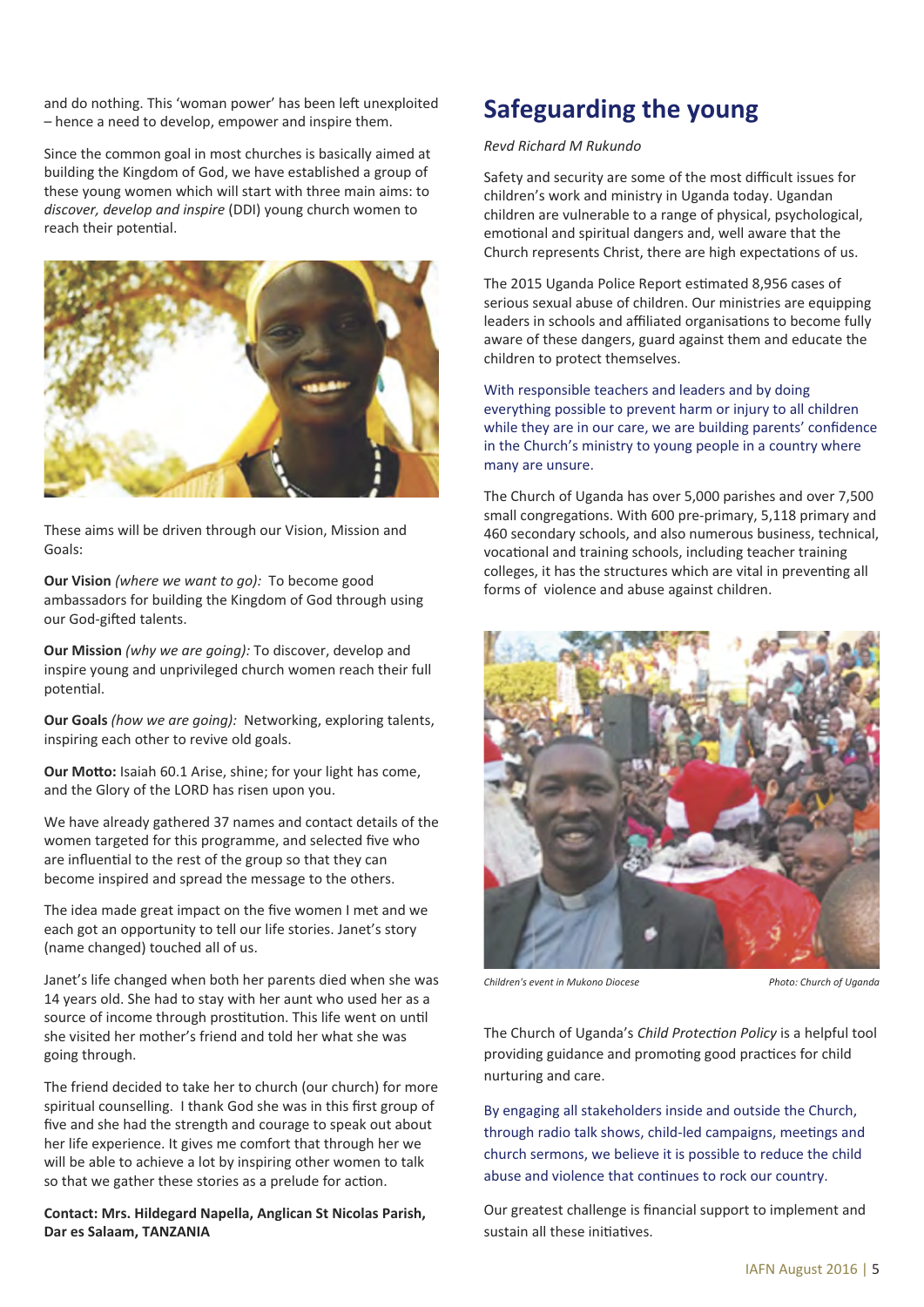and do nothing. This 'woman power' has been left unexploited – hence a need to develop, empower and inspire them.

Since the common goal in most churches is basically aimed at building the Kingdom of God, we have established a group of these young women which will start with three main aims: to *discover, develop and inspire* (DDI) young church women to reach their potential.

These aims will be driven through our Vision, Mission and Goals:

**Our Vision** *(where we want to go):* To become good ambassadors for building the Kingdom of God through using our God-gifted talents.

**Our Mission** *(why we are going):* To discover, develop and inspire young and unprivileged church women reach their full potential.

**Our Goals** *(how we are going):* Networking, exploring talents, inspiring each other to revive old goals.

**Our Motto:** Isaiah 60.1 Arise, shine; for your light has come, and the Glory of the LORD has risen upon you.

We have already gathered 37 names and contact details of the women targeted for this programme, and selected five who are influential to the rest of the group so that they can become inspired and spread the message to the others.

The idea made great impact on the five women I met and we each got an opportunity to tell our life stories. Janet's story (name changed) touched all of us.

Janet's life changed when both her parents died when she was 14 years old. She had to stay with her aunt who used her as a source of income through prostitution. This life went on until she visited her mother's friend and told her what she was going through.

The friend decided to take her to church (our church) for more spiritual counselling. I thank God she was in this first group of five and she had the strength and courage to speak out about her life experience. It gives me comfort that through her we will be able to achieve a lot by inspiring other women to talk so that we gather these stories as a prelude for action.

**Contact: Mrs. Hildegard Napella, Anglican St Nicolas Parish, Dar es Salaam, TANZANIA**

## Safeguarding the young

*Revd Richard M Rukundo*

Safety and security are some of the most difficult issues for children's work and ministry in Uganda today. Ugandan children are vulnerable to a range of physical, psychological, emotional and spiritual dangers and, well aware that the Church represents Christ, there are high expectations of us.

The 2015 Uganda Police Report estimated 8,956 cases of serious sexual abuse of children. Our ministries are equipping leaders in schools and affiliated organisations to become fully aware of these dangers, guard against them and educate the children to protect themselves.

With responsible teachers and leaders and by doing everything possible to prevent harm or injury to all children while they are in our care, we are building parents' confidence in the Church's ministry to young people in a country where many are unsure.

The Church of Uganda has over 5,000 parishes and over 7,500 small congregations. With 600 pre-primary, 5,118 primary and 460 secondary schools, and also numerous business, technical, vocational and training schools, including teacher training colleges, it has the structures which are vital in preventing all forms of violence and abuse against children.

*Children's event in Mukono Diocese* *Photo: Church of Uganda*

The Church of Uganda's *Child Protection Policy* is a helpful tool providing guidance and promoting good practices for child nurturing and care.

By engaging all stakeholders inside and outside the Church, through radio talk shows, child-led campaigns, meetings and church sermons, we believe it is possible to reduce the child abuse and violence that continues to rock our country.

Our greatest challenge is financial support to implement and sustain all these initiatives.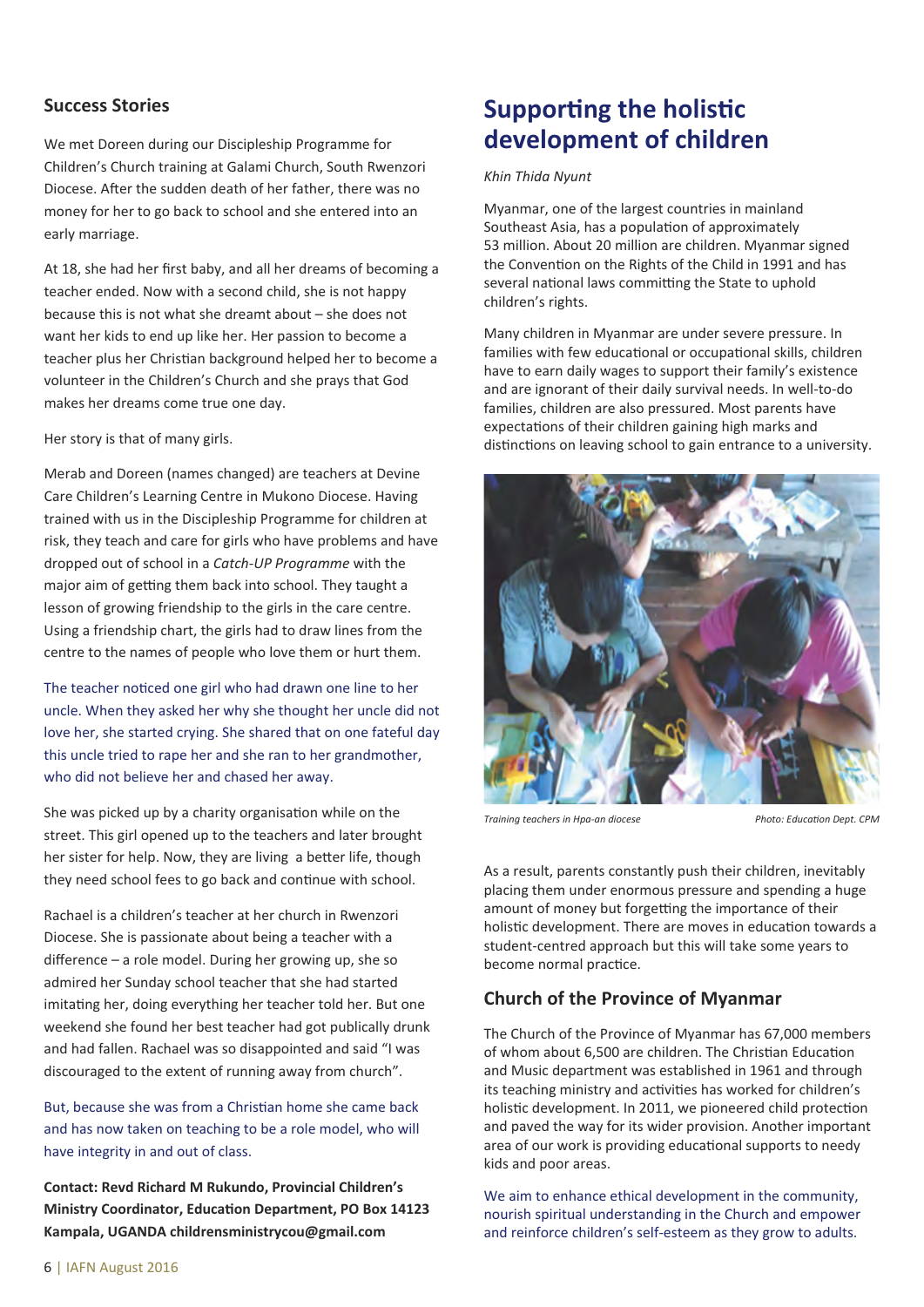## Success Stories

We met Doreen during our Discipleship Programme for Children's Church training at Galami Church, South Rwenzori Diocese. After the sudden death of her father, there was no money for her to go back to school and she entered into an early marriage.

At 18, she had her first baby, and all her dreams of becoming a teacher ended. Now with a second child, she is not happy because this is not what she dreamt about – she does not want her kids to end up like her. Her passion to become a teacher plus her Christian background helped her to become a volunteer in the Children's Church and she prays that God makes her dreams come true one day.

Her story is that of many girls.

Merab and Doreen (names changed) are teachers at Devine Care Children's Learning Centre in Mukono Diocese. Having trained with us in the Discipleship Programme for children at risk, they teach and care for girls who have problems and have dropped out of school in a *Catch-UP Programme* with the major aim of getting them back into school. They taught a lesson of growing friendship to the girls in the care centre. Using a friendship chart, the girls had to draw lines from the centre to the names of people who love them or hurt them.

The teacher noticed one girl who had drawn one line to her uncle. When they asked her why she thought her uncle did not love her, she started crying. She shared that on one fateful day this uncle tried to rape her and she ran to her grandmother, who did not believe her and chased her away.

She was picked up by a charity organisation while on the street. This girl opened up to the teachers and later brought her sister for help. Now, they are living a better life, though they need school fees to go back and continue with school.

Rachael is a children's teacher at her church in Rwenzori Diocese. She is passionate about being a teacher with a difference – a role model. During her growing up, she so admired her Sunday school teacher that she had started imitating her, doing everything her teacher told her. But one weekend she found her best teacher had got publically drunk and had fallen. Rachael was so disappointed and said "I was discouraged to the extent of running away from church".

But, because she was from a Christian home she came back and has now taken on teaching to be a role model, who will have integrity in and out of class.

**Contact: Revd Richard M Rukundo, Provincial Children's Ministry Coordinator, Education Department, PO Box 14123 Kampala, UGANDA childrensministrycou@gmail.com**

# Supporting the holistic development of children

*Khin Thida Nyunt*

Myanmar, one of the largest countries in mainland Southeast Asia, has a population of approximately 53 million. About 20 million are children. Myanmar signed the Convention on the Rights of the Child in 1991 and has several national laws committing the State to uphold children's rights.

Many children in Myanmar are under severe pressure. In families with few educational or occupational skills, children have to earn daily wages to support their family's existence and are ignorant of their daily survival needs. In well-to-do families, children are also pressured. Most parents have expectations of their children gaining high marks and distinctions on leaving school to gain entrance to a university.

*Training teachers in Hpa-an diocese* *Photo: Education Dept. CPM*

As a result, parents constantly push their children, inevitably placing them under enormous pressure and spending a huge amount of money but forgetting the importance of their holistic development. There are moves in education towards a student-centred approach but this will take some years to become normal practice.

## Church of the Province of Myanmar

The Church of the Province of Myanmar has 67,000 members of whom about 6,500 are children. The Christian Education and Music department was established in 1961 and through its teaching ministry and activities has worked for children's holistic development. In 2011, we pioneered child protection and paved the way for its wider provision. Another important area of our work is providing educational supports to needy kids and poor areas.

We aim to enhance ethical development in the community, nourish spiritual understanding in the Church and empower and reinforce children's self-esteem as they grow to adults.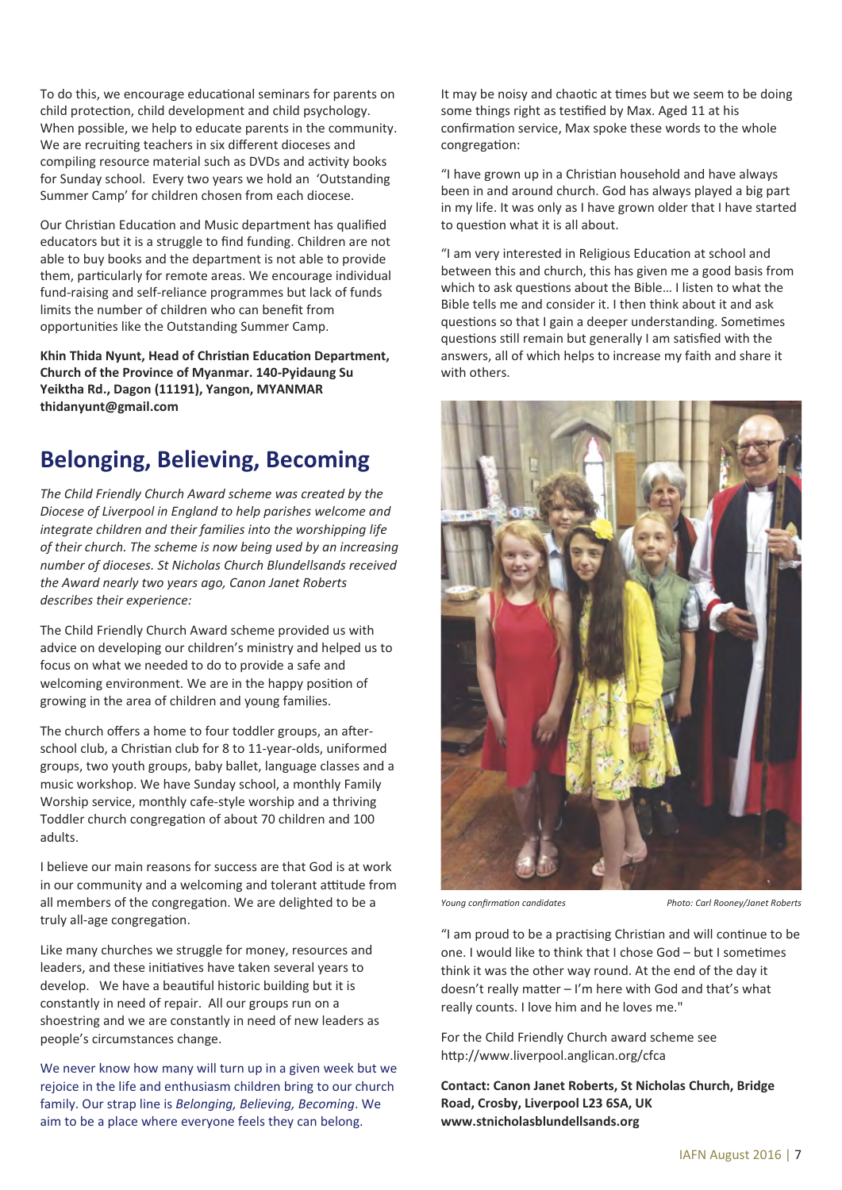To do this, we encourage educational seminars for parents on child protection, child development and child psychology. When possible, we help to educate parents in the community. We are recruiting teachers in six different dioceses and compiling resource material such as DVDs and activity books for Sunday school. Every two years we hold an 'Outstanding Summer Camp' for children chosen from each diocese.

Our Christian Education and Music department has qualified educators but it is a struggle to find funding. Children are not able to buy books and the department is not able to provide them, particularly for remote areas. We encourage individual fund-raising and self-reliance programmes but lack of funds limits the number of children who can benefit from opportunities like the Outstanding Summer Camp.

**Khin Thida Nyunt, Head of Christian Education Department, Church of the Province of Myanmar. 140-Pyidaung Su Yeiktha Rd., Dagon (11191), Yangon, MYANMAR thidanyunt@gmail.com**

## Belonging, Believing, Becoming

*The Child Friendly Church Award scheme was created by the Diocese of Liverpool in England to help parishes welcome and integrate children and their families into the worshipping life of their church. The scheme is now being used by an increasing number of dioceses. St Nicholas Church Blundellsands received the Award nearly two years ago, Canon Janet Roberts describes their experience:*

The Child Friendly Church Award scheme provided us with advice on developing our children's ministry and helped us to focus on what we needed to do to provide a safe and welcoming environment. We are in the happy position of growing in the area of children and young families.

The church offers a home to four toddler groups, an after-school club, a Christian club for 8 to 11-year-olds, uniformed groups, two youth groups, baby ballet, language classes and a music workshop. We have Sunday school, a monthly Family Worship service, monthly cafe-style worship and a thriving Toddler church congregation of about 70 children and 100 adults.

I believe our main reasons for success are that God is at work in our community and a welcoming and tolerant attitude from all members of the congregation. We are delighted to be a truly all-age congregation.

Like many churches we struggle for money, resources and leaders, and these initiatives have taken several years to develop. We have a beautiful historic building but it is constantly in need of repair. All our groups run on a shoestring and we are constantly in need of new leaders as people's circumstances change.

We never know how many will turn up in a given week but we rejoice in the life and enthusiasm children bring to our church family. Our strap line is *Belonging, Believing, Becoming*. We aim to be a place where everyone feels they can belong.

It may be noisy and chaotic at times but we seem to be doing some things right as testified by Max. Aged 11 at his confirmation service, Max spoke these words to the whole congregation:

"I have grown up in a Christian household and have always been in and around church. God has always played a big part in my life. It was only as I have grown older that I have started to question what it is all about.

"I am very interested in Religious Education at school and between this and church, this has given me a good basis from which to ask questions about the Bible… I listen to what the Bible tells me and consider it. I then think about it and ask questions so that I gain a deeper understanding. Sometimes questions still remain but generally I am satisfied with the answers, all of which helps to increase my faith and share it with others.

*Young confirmation candidates* *Photo: Carl Rooney/Janet Roberts*

"I am proud to be a practising Christian and will continue to be one. I would like to think that I chose God – but I sometimes think it was the other way round. At the end of the day it doesn't really matter – I'm here with God and that's what really counts. I love him and he loves me."

For the Child Friendly Church award scheme see http://www.liverpool.anglican.org/cfca

**Contact: Canon Janet Roberts, St Nicholas Church, Bridge Road, Crosby, Liverpool L23 6SA, UK www.stnicholasblundellsands.org**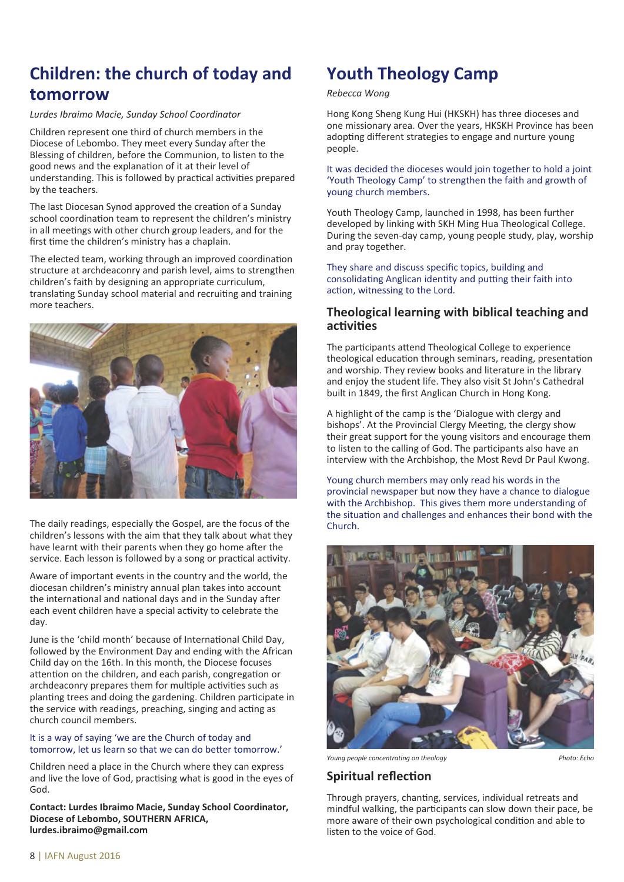# Children: the church of today and tomorrow

*Lurdes Ibraimo Macie, Sunday School Coordinator*

Children represent one third of church members in the Diocese of Lebombo. They meet every Sunday after the Blessing of children, before the Communion, to listen to the good news and the explanation of it at their level of understanding. This is followed by practical activities prepared by the teachers.

The last Diocesan Synod approved the creation of a Sunday school coordination team to represent the children's ministry in all meetings with other church group leaders, and for the first time the children's ministry has a chaplain.

The elected team, working through an improved coordination structure at archdeaconry and parish level, aims to strengthen children's faith by designing an appropriate curriculum, translating Sunday school material and recruiting and training more teachers.

The daily readings, especially the Gospel, are the focus of the children's lessons with the aim that they talk about what they have learnt with their parents when they go home after the service. Each lesson is followed by a song or practical activity.

Aware of important events in the country and the world, the diocesan children's ministry annual plan takes into account the international and national days and in the Sunday after each event children have a special activity to celebrate the day.

June is the 'child month' because of International Child Day, followed by the Environment Day and ending with the African Child day on the 16th. In this month, the Diocese focuses attention on the children, and each parish, congregation or archdeaconry prepares them for multiple activities such as planting trees and doing the gardening. Children participate in the service with readings, preaching, singing and acting as church council members.

It is a way of saying 'we are the Church of today and tomorrow, let us learn so that we can do better tomorrow.'

Children need a place in the Church where they can express and live the love of God, practising what is good in the eyes of God.

**Contact: Lurdes Ibraimo Macie, Sunday School Coordinator, Diocese of Lebombo, SOUTHERN AFRICA, lurdes.ibraimo@gmail.com**

# Youth Theology Camp

*Rebecca Wong*

Hong Kong Sheng Kung Hui (HKSKH) has three dioceses and one missionary area. Over the years, HKSKH Province has been adopting different strategies to engage and nurture young people.

It was decided the dioceses would join together to hold a joint 'Youth Theology Camp' to strengthen the faith and growth of young church members.

Youth Theology Camp, launched in 1998, has been further developed by linking with SKH Ming Hua Theological College. During the seven-day camp, young people study, play, worship and pray together.

They share and discuss specific topics, building and consolidating Anglican identity and putting their faith into action, witnessing to the Lord.

## Theological learning with biblical teaching and activities

The participants attend Theological College to experience theological education through seminars, reading, presentation and worship. They review books and literature in the library and enjoy the student life. They also visit St John's Cathedral built in 1849, the first Anglican Church in Hong Kong.

A highlight of the camp is the 'Dialogue with clergy and bishops'. At the Provincial Clergy Meeting, the clergy show their great support for the young visitors and encourage them to listen to the calling of God. The participants also have an interview with the Archbishop, the Most Revd Dr Paul Kwong.

Young church members may only read his words in the provincial newspaper but now they have a chance to dialogue with the Archbishop. This gives them more understanding of the situation and challenges and enhances their bond with the Church.

*Young people concentrating on theology* *Photo: Echo*

## Spiritual reflection

Through prayers, chanting, services, individual retreats and mindful walking, the participants can slow down their pace, be more aware of their own psychological condition and able to listen to the voice of God.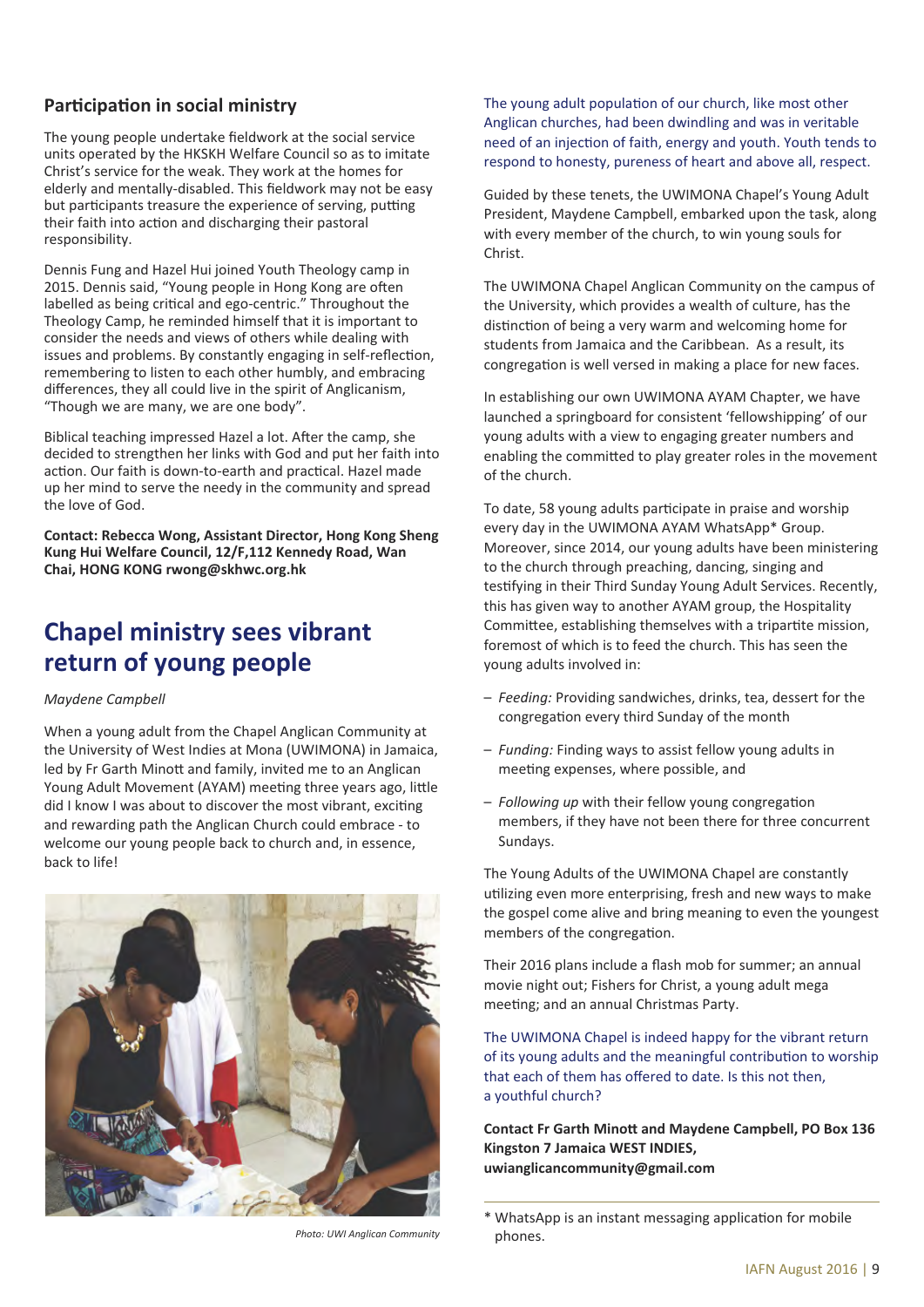### Participation in social ministry

The young people undertake fieldwork at the social service units operated by the HKSKH Welfare Council so as to imitate Christ's service for the weak. They work at the homes for elderly and mentally-disabled. This fieldwork may not be easy but participants treasure the experience of serving, putting their faith into action and discharging their pastoral responsibility.

Dennis Fung and Hazel Hui joined Youth Theology camp in 2015. Dennis said, "Young people in Hong Kong are often labelled as being critical and ego-centric." Throughout the Theology Camp, he reminded himself that it is important to consider the needs and views of others while dealing with issues and problems. By constantly engaging in self-reflection, remembering to listen to each other humbly, and embracing differences, they all could live in the spirit of Anglicanism, "Though we are many, we are one body".

Biblical teaching impressed Hazel a lot. After the camp, she decided to strengthen her links with God and put her faith into action. Our faith is down-to-earth and practical. Hazel made up her mind to serve the needy in the community and spread the love of God.

**Contact: Rebecca Wong, Assistant Director, Hong Kong Sheng Kung Hui Welfare Council, 12/F,112 Kennedy Road, Wan Chai, HONG KONG rwong@skhwc.org.hk**

## Chapel ministry sees vibrant return of young people

*Maydene Campbell*

When a young adult from the Chapel Anglican Community at the University of West Indies at Mona (UWIMONA) in Jamaica, led by Fr Garth Minott and family, invited me to an Anglican Young Adult Movement (AYAM) meeting three years ago, little did I know I was about to discover the most vibrant, exciting and rewarding path the Anglican Church could embrace - to welcome our young people back to church and, in essence, back to life!

*Photo: UWI Anglican Community*

The young adult population of our church, like most other Anglican churches, had been dwindling and was in veritable need of an injection of faith, energy and youth. Youth tends to respond to honesty, pureness of heart and above all, respect.

Guided by these tenets, the UWIMONA Chapel's Young Adult President, Maydene Campbell, embarked upon the task, along with every member of the church, to win young souls for Christ.

The UWIMONA Chapel Anglican Community on the campus of the University, which provides a wealth of culture, has the distinction of being a very warm and welcoming home for students from Jamaica and the Caribbean. As a result, its congregation is well versed in making a place for new faces.

In establishing our own UWIMONA AYAM Chapter, we have launched a springboard for consistent 'fellowshipping' of our young adults with a view to engaging greater numbers and enabling the committed to play greater roles in the movement of the church.

To date, 58 young adults participate in praise and worship every day in the UWIMONA AYAM WhatsApp* Group. Moreover, since 2014, our young adults have been ministering to the church through preaching, dancing, singing and testifying in their Third Sunday Young Adult Services. Recently, this has given way to another AYAM group, the Hospitality Committee, establishing themselves with a tripartite mission, foremost of which is to feed the church. This has seen the young adults involved in:

- *Feeding:* Providing sandwiches, drinks, tea, dessert for the congregation every third Sunday of the month
- *Funding:* Finding ways to assist fellow young adults in meeting expenses, where possible, and
- *Following up* with their fellow young congregation members, if they have not been there for three concurrent Sundays.

The Young Adults of the UWIMONA Chapel are constantly utilizing even more enterprising, fresh and new ways to make the gospel come alive and bring meaning to even the youngest members of the congregation.

Their 2016 plans include a flash mob for summer; an annual movie night out; Fishers for Christ, a young adult mega meeting; and an annual Christmas Party.

The UWIMONA Chapel is indeed happy for the vibrant return of its young adults and the meaningful contribution to worship that each of them has offered to date. Is this not then, a youthful church?

**Contact Fr Garth Minott and Maydene Campbell, PO Box 136 Kingston 7 Jamaica WEST INDIES, uwianglicancommunity@gmail.com**

\* WhatsApp is an instant messaging application for mobile phones.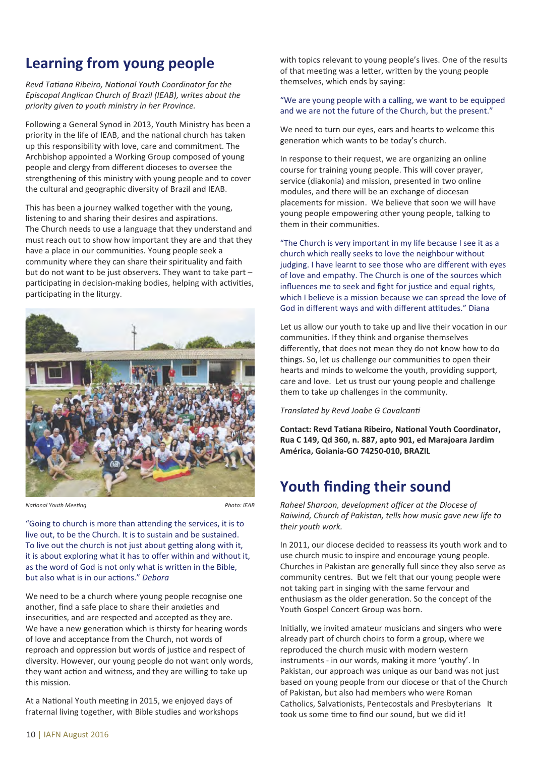# Learning from young people

*Revd Tatiana Ribeiro, National Youth Coordinator for the Episcopal Anglican Church of Brazil (IEAB), writes about the priority given to youth ministry in her Province.*

Following a General Synod in 2013, Youth Ministry has been a priority in the life of IEAB, and the national church has taken up this responsibility with love, care and commitment. The Archbishop appointed a Working Group composed of young people and clergy from different dioceses to oversee the strengthening of this ministry with young people and to cover the cultural and geographic diversity of Brazil and IEAB.

This has been a journey walked together with the young, listening to and sharing their desires and aspirations. The Church needs to use a language that they understand and must reach out to show how important they are and that they have a place in our communities. Young people seek a community where they can share their spirituality and faith but do not want to be just observers. They want to take part – participating in decision-making bodies, helping with activities, participating in the liturgy.

*National Youth Meeting* *Photo: IEAB*

"Going to church is more than attending the services, it is to live out, to be the Church. It is to sustain and be sustained. To live out the church is not just about getting along with it, it is about exploring what it has to offer within and without it, as the word of God is not only what is written in the Bible, but also what is in our actions." *Debora*

We need to be a church where young people recognise one another, find a safe place to share their anxieties and insecurities, and are respected and accepted as they are. We have a new generation which is thirsty for hearing words of love and acceptance from the Church, not words of reproach and oppression but words of justice and respect of diversity. However, our young people do not want only words, they want action and witness, and they are willing to take up this mission.

At a National Youth meeting in 2015, we enjoyed days of fraternal living together, with Bible studies and workshops with topics relevant to young people's lives. One of the results of that meeting was a letter, written by the young people themselves, which ends by saying:

"We are young people with a calling, we want to be equipped and we are not the future of the Church, but the present."

We need to turn our eyes, ears and hearts to welcome this generation which wants to be today's church.

In response to their request, we are organizing an online course for training young people. This will cover prayer, service (diakonia) and mission, presented in two online modules, and there will be an exchange of diocesan placements for mission. We believe that soon we will have young people empowering other young people, talking to them in their communities.

"The Church is very important in my life because I see it as a church which really seeks to love the neighbour without judging. I have learnt to see those who are different with eyes of love and empathy. The Church is one of the sources which influences me to seek and fight for justice and equal rights, which I believe is a mission because we can spread the love of God in different ways and with different attitudes." Diana

Let us allow our youth to take up and live their vocation in our communities. If they think and organise themselves differently, that does not mean they do not know how to do things. So, let us challenge our communities to open their hearts and minds to welcome the youth, providing support, care and love. Let us trust our young people and challenge them to take up challenges in the community.

*Translated by Revd Joabe G Cavalcanti*

**Contact: Revd Tatiana Ribeiro, National Youth Coordinator, Rua C 149, Qd 360, n. 887, apto 901, ed Marajoara Jardim América, Goiania-GO 74250-010, BRAZIL**

# Youth finding their sound

*Raheel Sharoon, development officer at the Diocese of Raiwind, Church of Pakistan, tells how music gave new life to their youth work.*

In 2011, our diocese decided to reassess its youth work and to use church music to inspire and encourage young people. Churches in Pakistan are generally full since they also serve as community centres. But we felt that our young people were not taking part in singing with the same fervour and enthusiasm as the older generation. So the concept of the Youth Gospel Concert Group was born.

Initially, we invited amateur musicians and singers who were already part of church choirs to form a group, where we reproduced the church music with modern western instruments - in our words, making it more 'youthy'. In Pakistan, our approach was unique as our band was not just based on young people from our diocese or that of the Church of Pakistan, but also had members who were Roman Catholics, Salvationists, Pentecostals and Presbyterians It took us some time to find our sound, but we did it!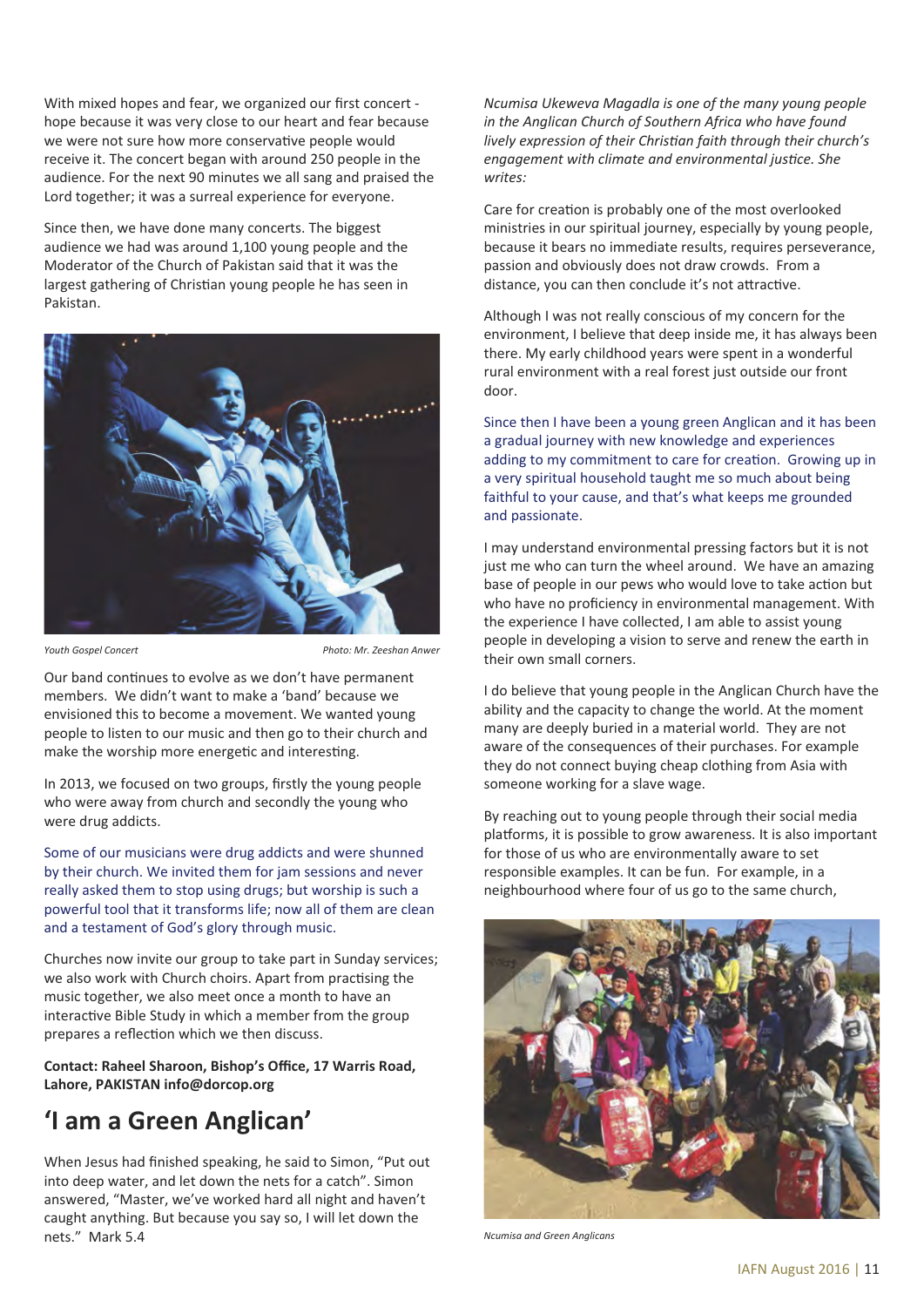With mixed hopes and fear, we organized our first concert - hope because it was very close to our heart and fear because we were not sure how more conservative people would receive it. The concert began with around 250 people in the audience. For the next 90 minutes we all sang and praised the Lord together; it was a surreal experience for everyone.

Since then, we have done many concerts. The biggest audience we had was around 1,100 young people and the Moderator of the Church of Pakistan said that it was the largest gathering of Christian young people he has seen in Pakistan.

*Youth Gospel Concert* *Photo: Mr. Zeeshan Anwer*

Our band continues to evolve as we don't have permanent members. We didn't want to make a 'band' because we envisioned this to become a movement. We wanted young people to listen to our music and then go to their church and make the worship more energetic and interesting.

In 2013, we focused on two groups, firstly the young people who were away from church and secondly the young who were drug addicts.

Some of our musicians were drug addicts and were shunned by their church. We invited them for jam sessions and never really asked them to stop using drugs; but worship is such a powerful tool that it transforms life; now all of them are clean and a testament of God's glory through music.

Churches now invite our group to take part in Sunday services; we also work with Church choirs. Apart from practising the music together, we also meet once a month to have an interactive Bible Study in which a member from the group prepares a reflection which we then discuss.

**Contact: Raheel Sharoon, Bishop's Office, 17 Warris Road, Lahore, PAKISTAN info@dorcop.org**

## 'I am a Green Anglican'

When Jesus had finished speaking, he said to Simon, "Put out into deep water, and let down the nets for a catch". Simon answered, "Master, we've worked hard all night and haven't caught anything. But because you say so, I will let down the nets." Mark 5.4

*Ncumisa Ukeweva Magadla is one of the many young people in the Anglican Church of Southern Africa who have found lively expression of their Christian faith through their church's engagement with climate and environmental justice. She writes:*

Care for creation is probably one of the most overlooked ministries in our spiritual journey, especially by young people, because it bears no immediate results, requires perseverance, passion and obviously does not draw crowds. From a distance, you can then conclude it's not attractive.

Although I was not really conscious of my concern for the environment, I believe that deep inside me, it has always been there. My early childhood years were spent in a wonderful rural environment with a real forest just outside our front door.

Since then I have been a young green Anglican and it has been a gradual journey with new knowledge and experiences adding to my commitment to care for creation. Growing up in a very spiritual household taught me so much about being faithful to your cause, and that's what keeps me grounded and passionate.

I may understand environmental pressing factors but it is not just me who can turn the wheel around. We have an amazing base of people in our pews who would love to take action but who have no proficiency in environmental management. With the experience I have collected, I am able to assist young people in developing a vision to serve and renew the earth in their own small corners.

I do believe that young people in the Anglican Church have the ability and the capacity to change the world. At the moment many are deeply buried in a material world. They are not aware of the consequences of their purchases. For example they do not connect buying cheap clothing from Asia with someone working for a slave wage.

By reaching out to young people through their social media platforms, it is possible to grow awareness. It is also important for those of us who are environmentally aware to set responsible examples. It can be fun. For example, in a neighbourhood where four of us go to the same church,

*Ncumisa and Green Anglicans*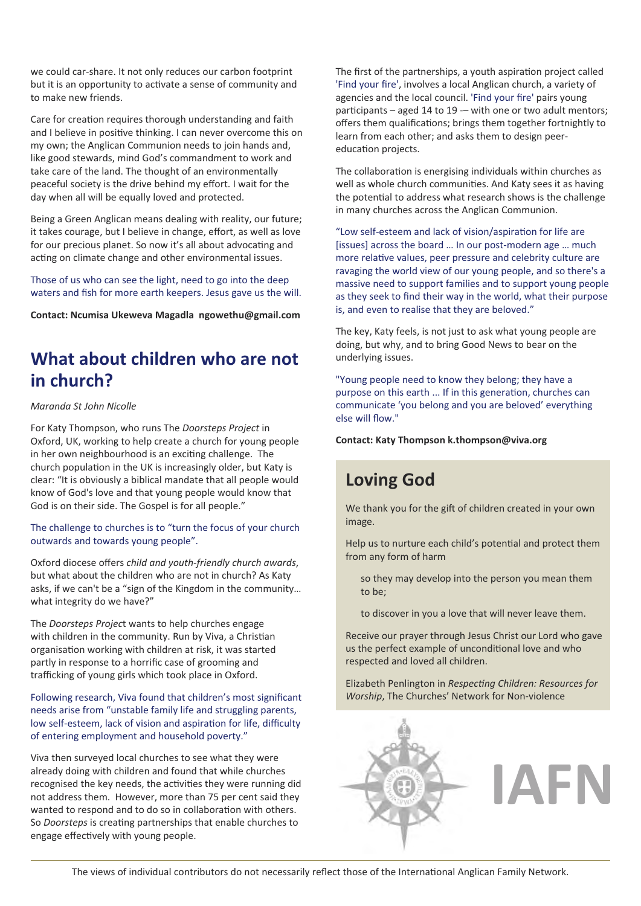we could car-share. It not only reduces our carbon footprint but it is an opportunity to activate a sense of community and to make new friends.

Care for creation requires thorough understanding and faith and I believe in positive thinking. I can never overcome this on my own; the Anglican Communion needs to join hands and, like good stewards, mind God's commandment to work and take care of the land. The thought of an environmentally peaceful society is the drive behind my effort. I wait for the day when all will be equally loved and protected.

Being a Green Anglican means dealing with reality, our future; it takes courage, but I believe in change, effort, as well as love for our precious planet. So now it's all about advocating and acting on climate change and other environmental issues.

Those of us who can see the light, need to go into the deep waters and fish for more earth keepers. Jesus gave us the will.

**Contact: Ncumisa Ukeweva Magadla ngowethu@gmail.com**

## What about children who are not in church?

*Maranda St John Nicolle*

For Katy Thompson, who runs The *Doorsteps Project* in Oxford, UK, working to help create a church for young people in her own neighbourhood is an exciting challenge. The church population in the UK is increasingly older, but Katy is clear: "It is obviously a biblical mandate that all people would know of God's love and that young people would know that God is on their side. The Gospel is for all people."

The challenge to churches is to "turn the focus of your church outwards and towards young people".

Oxford diocese offers *child and youth-friendly church awards*, but what about the children who are not in church? As Katy asks, if we can't be a "sign of the Kingdom in the community… what integrity do we have?"

The *Doorsteps Project* wants to help churches engage with children in the community. Run by Viva, a Christian organisation working with children at risk, it was started partly in response to a horrific case of grooming and trafficking of young girls which took place in Oxford.

Following research, Viva found that children's most significant needs arise from "unstable family life and struggling parents, low self-esteem, lack of vision and aspiration for life, difficulty of entering employment and household poverty."

Viva then surveyed local churches to see what they were already doing with children and found that while churches recognised the key needs, the activities they were running did not address them. However, more than 75 per cent said they wanted to respond and to do so in collaboration with others. So *Doorsteps* is creating partnerships that enable churches to engage effectively with young people.

The first of the partnerships, a youth aspiration project called 'Find your fire', involves a local Anglican church, a variety of agencies and the local council. 'Find your fire' pairs young participants – aged 14 to 19 -– with one or two adult mentors; offers them qualifications; brings them together fortnightly to learn from each other; and asks them to design peer-education projects.

The collaboration is energising individuals within churches as well as whole church communities. And Katy sees it as having the potential to address what research shows is the challenge in many churches across the Anglican Communion.

"Low self-esteem and lack of vision/aspiration for life are [issues] across the board … In our post-modern age … much more relative values, peer pressure and celebrity culture are ravaging the world view of our young people, and so there's a massive need to support families and to support young people as they seek to find their way in the world, what their purpose is, and even to realise that they are beloved."

The key, Katy feels, is not just to ask what young people are doing, but why, and to bring Good News to bear on the underlying issues.

"Young people need to know they belong; they have a purpose on this earth ... If in this generation, churches can communicate 'you belong and you are beloved' everything else will flow."

**Contact: Katy Thompson k.thompson@viva.org**

## Loving God

We thank you for the gift of children created in your own image.

Help us to nurture each child's potential and protect them from any form of harm

so they may develop into the person you mean them to be;

to discover in you a love that will never leave them.

Receive our prayer through Jesus Christ our Lord who gave us the perfect example of unconditional love and who respected and loved all children.

Elizabeth Penlington in *Respecting Children: Resources for Worship*, The Churches' Network for Non-violence

IAFN

The views of individual contributors do not necessarily reflect those of the International Anglican Family Network.